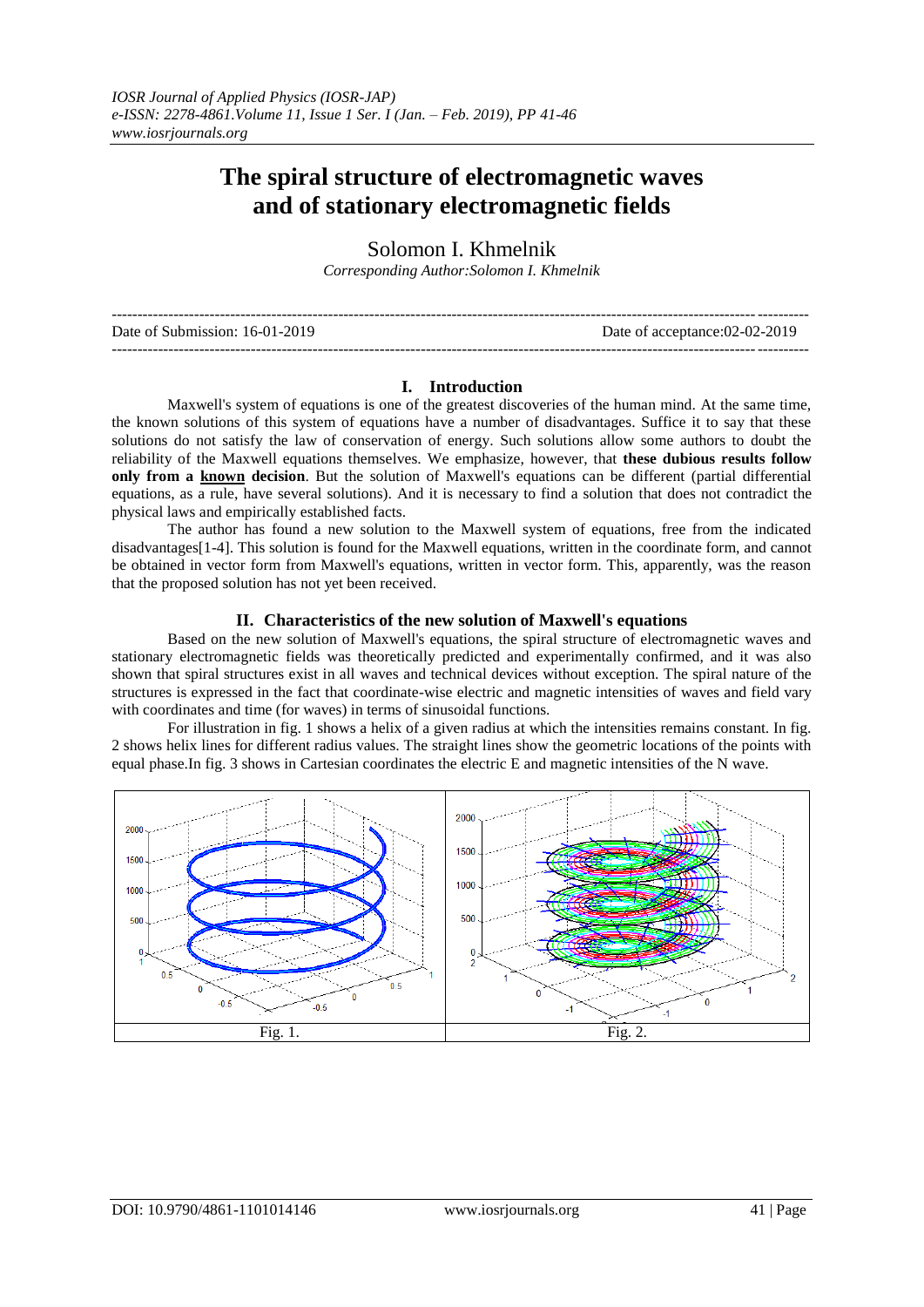# The spiral structure of electromagnetic waves and of stationary electromagnetic fields

Solomon I. Khmelnik

*Corresponding Author:Solomon I. Khmelnik*

---

Date of Submission: 16-01-2019 Date of acceptance:02-02-2019

---

## I. Introduction

Maxwell's system of equations is one of the greatest discoveries of the human mind. At the same time, the known solutions of this system of equations have a number of disadvantages. Suffice it to say that these solutions do not satisfy the law of conservation of energy. Such solutions allow some authors to doubt the reliability of the Maxwell equations themselves. We emphasize, however, that **these dubious results follow only from a known decision**. But the solution of Maxwell's equations can be different (partial differential equations, as a rule, have several solutions). And it is necessary to find a solution that does not contradict the physical laws and empirically established facts.

The author has found a new solution to the Maxwell system of equations, free from the indicated disadvantages[1-4]. This solution is found for the Maxwell equations, written in the coordinate form, and cannot be obtained in vector form from Maxwell's equations, written in vector form. This, apparently, was the reason that the proposed solution has not yet been received.

## II. Characteristics of the new solution of Maxwell's equations

Based on the new solution of Maxwell's equations, the spiral structure of electromagnetic waves and stationary electromagnetic fields was theoretically predicted and experimentally confirmed, and it was also shown that spiral structures exist in all waves and technical devices without exception. The spiral nature of the structures is expressed in the fact that coordinate-wise electric and magnetic intensities of waves and field vary with coordinates and time (for waves) in terms of sinusoidal functions.

For illustration in fig. 1 shows a helix of a given radius at which the intensities remains constant. In fig. 2 shows helix lines for different radius values. The straight lines show the geometric locations of the points with equal phase.In fig. 3 shows in Cartesian coordinates the electric E and magnetic intensities of the N wave.

| Fig. 1. | Fig. 2. |
| --- | --- |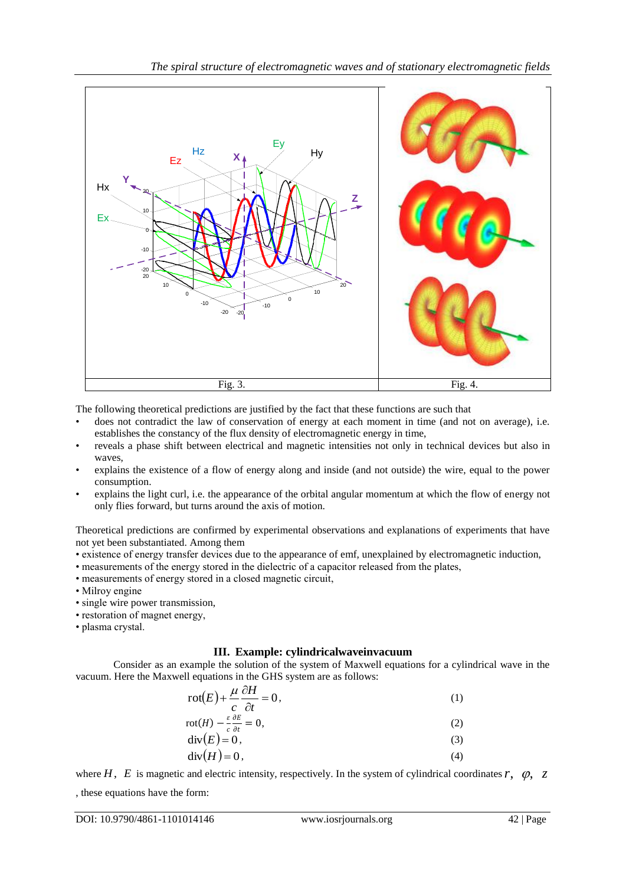Fig. 3.

Fig. 4.

The following theoretical predictions are justified by the fact that these functions are such that

- does not contradict the law of conservation of energy at each moment in time (and not on average), i.e. establishes the constancy of the flux density of electromagnetic energy in time,
- reveals a phase shift between electrical and magnetic intensities not only in technical devices but also in waves,
- explains the existence of a flow of energy along and inside (and not outside) the wire, equal to the power consumption.
- explains the light curl, i.e. the appearance of the orbital angular momentum at which the flow of energy not only flies forward, but turns around the axis of motion.

Theoretical predictions are confirmed by experimental observations and explanations of experiments that have not yet been substantiated. Among them

- existence of energy transfer devices due to the appearance of emf, unexplained by electromagnetic induction,
- measurements of the energy stored in the dielectric of a capacitor released from the plates,
- measurements of energy stored in a closed magnetic circuit,
- Milroy engine
- single wire power transmission,
- restoration of magnet energy,
- plasma crystal.

## III. Example: cylindricalwaveinvacuum

Consider as an example the solution of the system of Maxwell equations for a cylindrical wave in the vacuum. Here the Maxwell equations in the GHS system are as follows:

$$\mathrm{rot}(E) + \frac{\mu}{c}\frac{\partial H}{\partial t} = 0, \tag{1}$$

$$\mathrm{rot}(H) - \frac{\varepsilon}{c}\frac{\partial E}{\partial t} = 0, \tag{2}$$

$$\mathrm{div}(E) = 0, \tag{3}$$

$$\mathrm{div}(H) = 0, \tag{4}$$

where $H$, $E$ is magnetic and electric intensity, respectively. In the system of cylindrical coordinates $r$, $\varphi$, $z$, these equations have the form: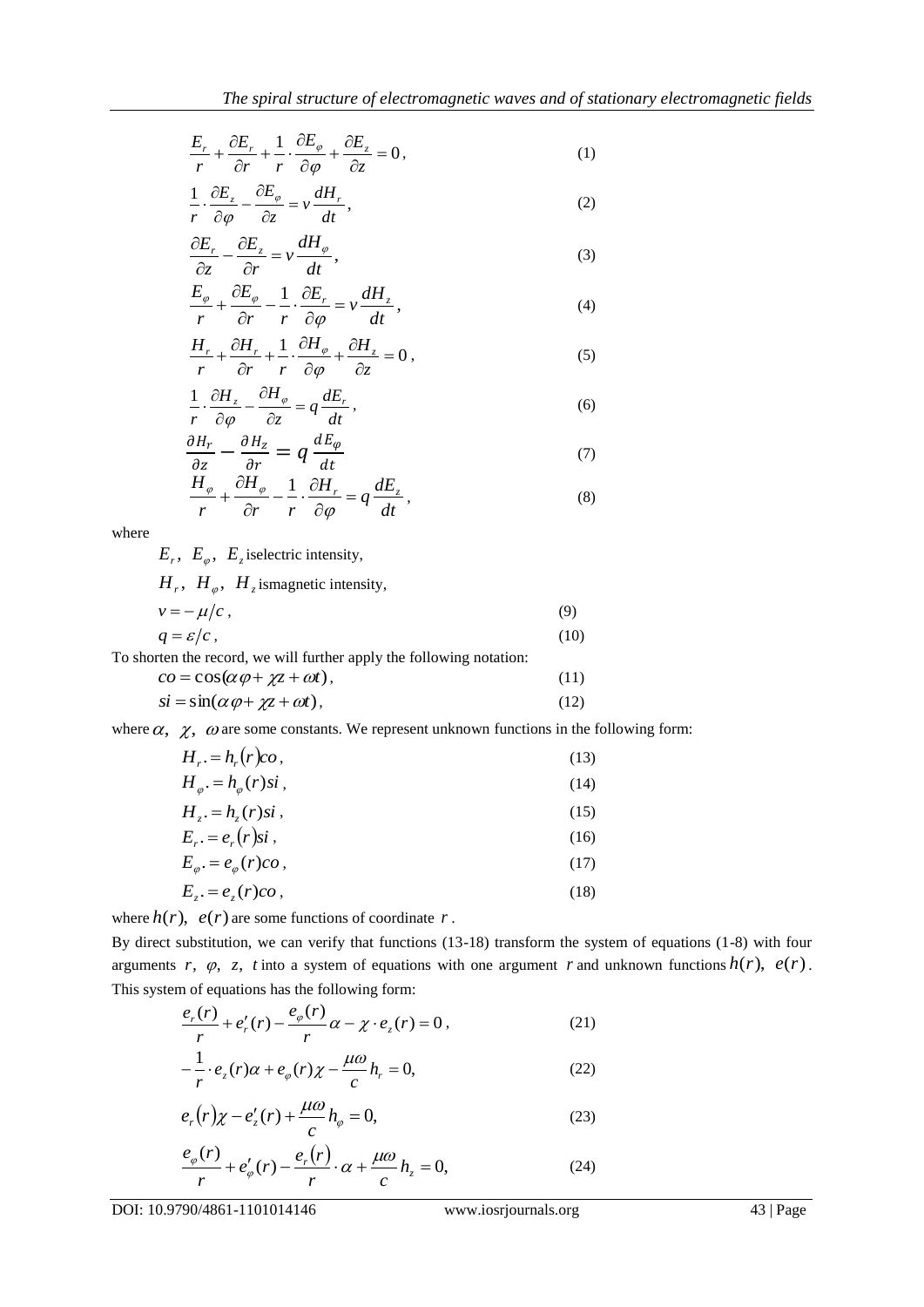$$\frac{E_r}{r} + \frac{\partial E_r}{\partial r} + \frac{1}{r} \cdot \frac{\partial E_\varphi}{\partial \varphi} + \frac{\partial E_z}{\partial z} = 0, \tag{1}$$

$$\frac{1}{r} \cdot \frac{\partial E_z}{\partial \varphi} - \frac{\partial E_\varphi}{\partial z} = v \frac{dH_r}{dt}, \tag{2}$$

$$\frac{\partial E_r}{\partial z} - \frac{\partial E_z}{\partial r} = v \frac{dH_\varphi}{dt}, \tag{3}$$

$$\frac{E_\varphi}{r} + \frac{\partial E_\varphi}{\partial r} - \frac{1}{r} \cdot \frac{\partial E_r}{\partial \varphi} = v \frac{dH_z}{dt}, \tag{4}$$

$$\frac{H_r}{r} + \frac{\partial H_r}{\partial r} + \frac{1}{r} \cdot \frac{\partial H_\varphi}{\partial \varphi} + \frac{\partial H_z}{\partial z} = 0, \tag{5}$$

$$\frac{1}{r} \cdot \frac{\partial H_z}{\partial \varphi} - \frac{\partial H_\varphi}{\partial z} = q \frac{dE_r}{dt}, \tag{6}$$

$$\frac{\partial H_r}{\partial z} - \frac{\partial H_z}{\partial r} = q \frac{dE_\varphi}{dt} \tag{7}$$

$$\frac{H_\varphi}{r} + \frac{\partial H_\varphi}{\partial r} - \frac{1}{r} \cdot \frac{\partial H_r}{\partial \varphi} = q \frac{dE_z}{dt}, \tag{8}$$

where

$E_r,\ E_\varphi,\ E_z$ iselectric intensity,

$H_r,\ H_\varphi,\ H_z$ ismagnetic intensity,

$$v = -\mu/c, \tag{9}$$

$$q = \varepsilon/c, \tag{10}$$

To shorten the record, we will further apply the following notation:

$$co = \cos(\alpha\varphi + \chi z + \omega t), \tag{11}$$

$$si = \sin(\alpha\varphi + \chi z + \omega t), \tag{12}$$

where $\alpha,\ \chi,\ \omega$ are some constants. We represent unknown functions in the following form:

$$H_r. = h_r(r)co, \tag{13}$$

$$H_\varphi. = h_\varphi(r)si, \tag{14}$$

$$H_z. = h_z(r)si, \tag{15}$$

$$E_r. = e_r(r)si, \tag{16}$$

$$E_\varphi. = e_\varphi(r)co, \tag{17}$$

$$E_z. = e_z(r)co, \tag{18}$$

where $h(r),\ e(r)$ are some functions of coordinate $r$.

By direct substitution, we can verify that functions (13-18) transform the system of equations (1-8) with four arguments $r,\ \varphi,\ z,\ t$ into a system of equations with one argument $r$ and unknown functions $h(r),\ e(r)$. This system of equations has the following form:

$$\frac{e_r(r)}{r} + e_r'(r) - \frac{e_\varphi(r)}{r}\alpha - \chi \cdot e_z(r) = 0, \tag{21}$$

$$-\frac{1}{r} \cdot e_z(r)\alpha + e_\varphi(r)\chi - \frac{\mu\omega}{c} h_r = 0, \tag{22}$$

$$e_r(r)\chi - e_z'(r) + \frac{\mu\omega}{c} h_\varphi = 0, \tag{23}$$

$$\frac{e_\varphi(r)}{r} + e_\varphi'(r) - \frac{e_r(r)}{r} \cdot \alpha + \frac{\mu\omega}{c} h_z = 0, \tag{24}$$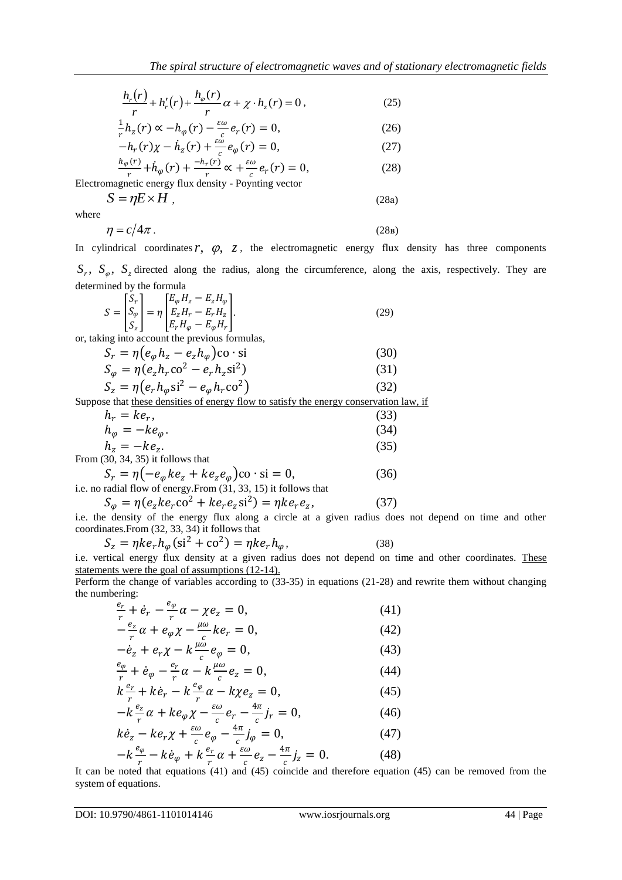$$\frac{h_r(r)}{r} + h_r'(r) + \frac{h_\varphi(r)}{r}\alpha + \chi \cdot h_z(r) = 0\,, \tag{25}$$

$$\frac{1}{r}h_z(r) \propto -h_\varphi(r) - \frac{\varepsilon\omega}{c}e_r(r) = 0, \tag{26}$$

$$-h_r(r)\chi - \dot{h}_z(r) + \frac{\varepsilon\omega}{c}e_\varphi(r) = 0, \tag{27}$$

$$\frac{h_\varphi(r)}{r} + \dot{h}_\varphi(r) + \frac{-h_r(r)}{r} \propto + \frac{\varepsilon\omega}{c}e_r(r) = 0, \tag{28}$$

Electromagnetic energy flux density - Poynting vector

$$S = \eta E \times H\,, \tag{28a}$$

where

$$\eta = c/4\pi\,. \tag{28в}$$

In cylindrical coordinates $r,\ \varphi,\ z$, the electromagnetic energy flux density has three components $S_r,\ S_\varphi,\ S_z$ directed along the radius, along the circumference, along the axis, respectively. They are determined by the formula

$$S = \begin{bmatrix} S_r \\ S_\varphi \\ S_z \end{bmatrix} = \eta \begin{bmatrix} E_\varphi H_z - E_z H_\varphi \\ E_z H_r - E_r H_z \\ E_r H_\varphi - E_\varphi H_r \end{bmatrix}. \tag{29}$$

or, taking into account the previous formulas,

$$S_r = \eta\left(e_\varphi h_z - e_z h_\varphi\right)\mathrm{co}\cdot\mathrm{si} \tag{30}$$

$$S_\varphi = \eta\left(e_z h_r \mathrm{co}^2 - e_r h_z \mathrm{si}^2\right) \tag{31}$$

$$S_z = \eta\left(e_r h_\varphi \mathrm{si}^2 - e_\varphi h_r \mathrm{co}^2\right) \tag{32}$$

Suppose that these densities of energy flow to satisfy the energy conservation law, if

$$h_r = k e_r, \tag{33}$$

$$h_\varphi = -k e_\varphi. \tag{34}$$

$$h_z = -k e_z. \tag{35}$$

From (30, 34, 35) it follows that

$$S_r = \eta\left(-e_\varphi k e_z + k e_z e_\varphi\right)\mathrm{co}\cdot\mathrm{si} = 0, \tag{36}$$

i.e. no radial flow of energy.From (31, 33, 15) it follows that

$$S_\varphi = \eta\left(e_z k e_r \mathrm{co}^2 + k e_r e_z \mathrm{si}^2\right) = \eta k e_r e_z, \tag{37}$$

i.e. the density of the energy flux along a circle at a given radius does not depend on time and other coordinates.From (32, 33, 34) it follows that

$$S_z = \eta k e_r h_\varphi\left(\mathrm{si}^2 + \mathrm{co}^2\right) = \eta k e_r h_\varphi, \tag{38}$$

i.e. vertical energy flux density at a given radius does not depend on time and other coordinates. These statements were the goal of assumptions (12-14).

Perform the change of variables according to (33-35) in equations (21-28) and rewrite them without changing the numbering:

$$\frac{e_r}{r} + \dot{e}_r - \frac{e_\varphi}{r}\alpha - \chi e_z = 0, \tag{41}$$

$$-\frac{e_z}{r}\alpha + e_\varphi \chi - \frac{\mu\omega}{c}k e_r = 0, \tag{42}$$

$$-\dot{e}_z + e_r\chi - k\frac{\mu\omega}{c}e_\varphi = 0, \tag{43}$$

$$\frac{e_\varphi}{r} + \dot{e}_\varphi - \frac{e_r}{r}\alpha - k\frac{\mu\omega}{c}e_z = 0, \tag{44}$$

$$k\frac{e_r}{r} + k\dot{e}_r - k\frac{e_\varphi}{r}\alpha - k\chi e_z = 0, \tag{45}$$

$$-k\frac{e_z}{r}\alpha + k e_\varphi \chi - \frac{\varepsilon\omega}{c}e_r - \frac{4\pi}{c}j_r = 0, \tag{46}$$

$$k\dot{e}_z - k e_r \chi + \frac{\varepsilon\omega}{c}e_\varphi - \frac{4\pi}{c}j_\varphi = 0, \tag{47}$$

$$-k\frac{e_\varphi}{r} - k\dot{e}_\varphi + k\frac{e_r}{r}\alpha + \frac{\varepsilon\omega}{c}e_z - \frac{4\pi}{c}j_z = 0. \tag{48}$$

It can be noted that equations (41) and (45) coincide and therefore equation (45) can be removed from the system of equations.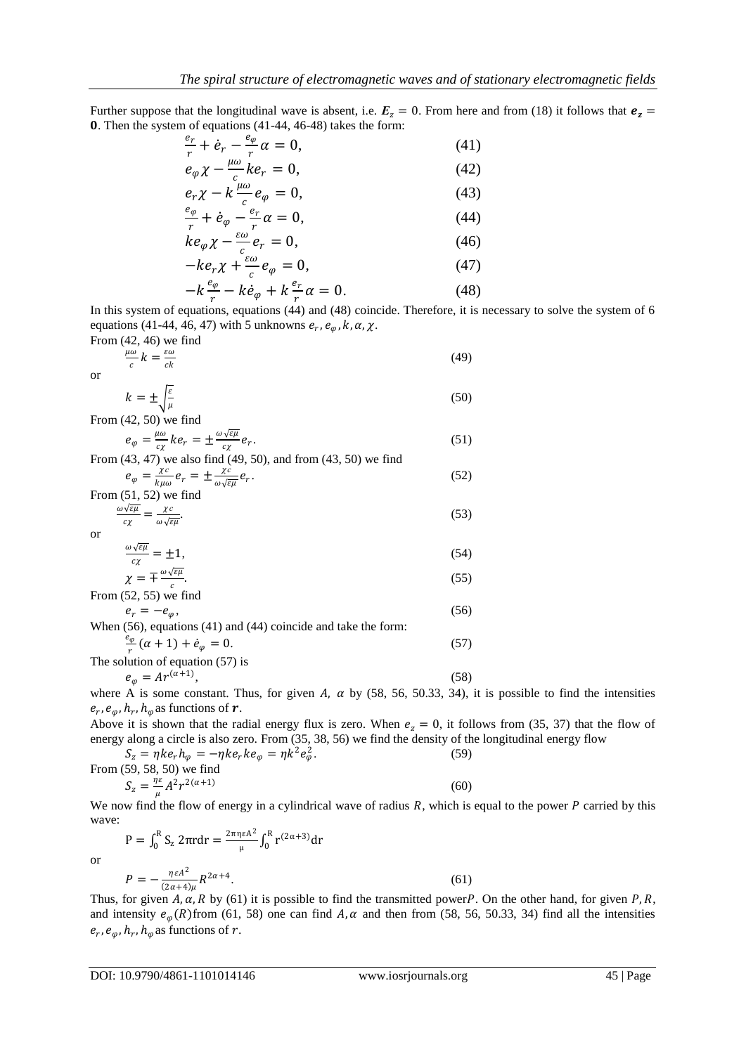Further suppose that the longitudinal wave is absent, i.e. $\boldsymbol{E}_z = 0$. From here and from (18) it follows that $\boldsymbol{e}_z = \boldsymbol{0}$. Then the system of equations (41-44, 46-48) takes the form:

$$\frac{e_r}{r} + \dot{e}_r - \frac{e_\varphi}{r}\alpha = 0, \tag{41}$$

$$e_\varphi \chi - \frac{\mu\omega}{c} k e_r = 0, \tag{42}$$

$$e_r \chi - k\frac{\mu\omega}{c} e_\varphi = 0, \tag{43}$$

$$\frac{e_\varphi}{r} + \dot{e}_\varphi - \frac{e_r}{r}\alpha = 0, \tag{44}$$

$$k e_\varphi \chi - \frac{\varepsilon\omega}{c} e_r = 0, \tag{46}$$

$$-k e_r \chi + \frac{\varepsilon\omega}{c} e_\varphi = 0, \tag{47}$$

$$-k\frac{e_\varphi}{r} - k\dot{e}_\varphi + k\frac{e_r}{r}\alpha = 0. \tag{48}$$

In this system of equations, equations (44) and (48) coincide. Therefore, it is necessary to solve the system of 6 equations (41-44, 46, 47) with 5 unknowns $e_r, e_\varphi, k, \alpha, \chi$.

From (42, 46) we find

$$\frac{\mu\omega}{c} k = \frac{\varepsilon\omega}{ck} \tag{49}$$

or

$$k = \pm\sqrt{\frac{\varepsilon}{\mu}} \tag{50}$$

From (42, 50) we find

$$e_\varphi = \frac{\mu\omega}{c\chi} k e_r = \pm\frac{\omega\sqrt{\varepsilon\mu}}{c\chi} e_r. \tag{51}$$

From (43, 47) we also find (49, 50), and from (43, 50) we find

$$e_\varphi = \frac{\chi c}{k\mu\omega} e_r = \pm\frac{\chi c}{\omega\sqrt{\varepsilon\mu}} e_r. \tag{52}$$

From (51, 52) we find

$$\frac{\omega\sqrt{\varepsilon\mu}}{c\chi} = \frac{\chi c}{\omega\sqrt{\varepsilon\mu}}. \tag{53}$$

or

$$\frac{\omega\sqrt{\varepsilon\mu}}{c\chi} = \pm 1, \tag{54}$$

$$\chi = \mp\frac{\omega\sqrt{\varepsilon\mu}}{c}. \tag{55}$$

From (52, 55) we find

$$e_r = -e_\varphi, \tag{56}$$

When (56), equations (41) and (44) coincide and take the form:

$$\frac{e_\varphi}{r}(\alpha+1) + \dot{e}_\varphi = 0. \tag{57}$$

The solution of equation (57) is

$$e_\varphi = A r^{(\alpha+1)}, \tag{58}$$

where A is some constant. Thus, for given $A$, $\alpha$ by (58, 56, 50.33, 34), it is possible to find the intensities $e_r, e_\varphi, h_r, h_\varphi$ as functions of $\boldsymbol{r}$.

Above it is shown that the radial energy flux is zero. When $e_z = 0$, it follows from (35, 37) that the flow of energy along a circle is also zero. From (35, 38, 56) we find the density of the longitudinal energy flow

$$S_z = \eta k e_r h_\varphi = -\eta k e_r k e_\varphi = \eta k^2 e_\varphi^2. \tag{59}$$

From (59, 58, 50) we find

$$S_z = \frac{\eta\varepsilon}{\mu} A^2 r^{2(\alpha+1)} \tag{60}$$

We now find the flow of energy in a cylindrical wave of radius $R$, which is equal to the power $P$ carried by this wave:

$$\mathrm{P} = \int_0^{\mathrm{R}} \mathrm{S_z}\, 2\pi \mathrm{r dr} = \frac{2\pi\eta\varepsilon A^2}{\mu}\int_0^{\mathrm{R}} \mathrm{r}^{(2\alpha+3)}\mathrm{dr}$$

or

$$P = -\frac{\eta\varepsilon A^2}{(2\alpha+4)\mu} R^{2\alpha+4}. \tag{61}$$

Thus, for given $A, \alpha, R$ by (61) it is possible to find the transmitted power$P$. On the other hand, for given $P, R$, and intensity $e_\varphi(R)$from (61, 58) one can find $A, \alpha$ and then from (58, 56, 50.33, 34) find all the intensities $e_r, e_\varphi, h_r, h_\varphi$ as functions of $r$.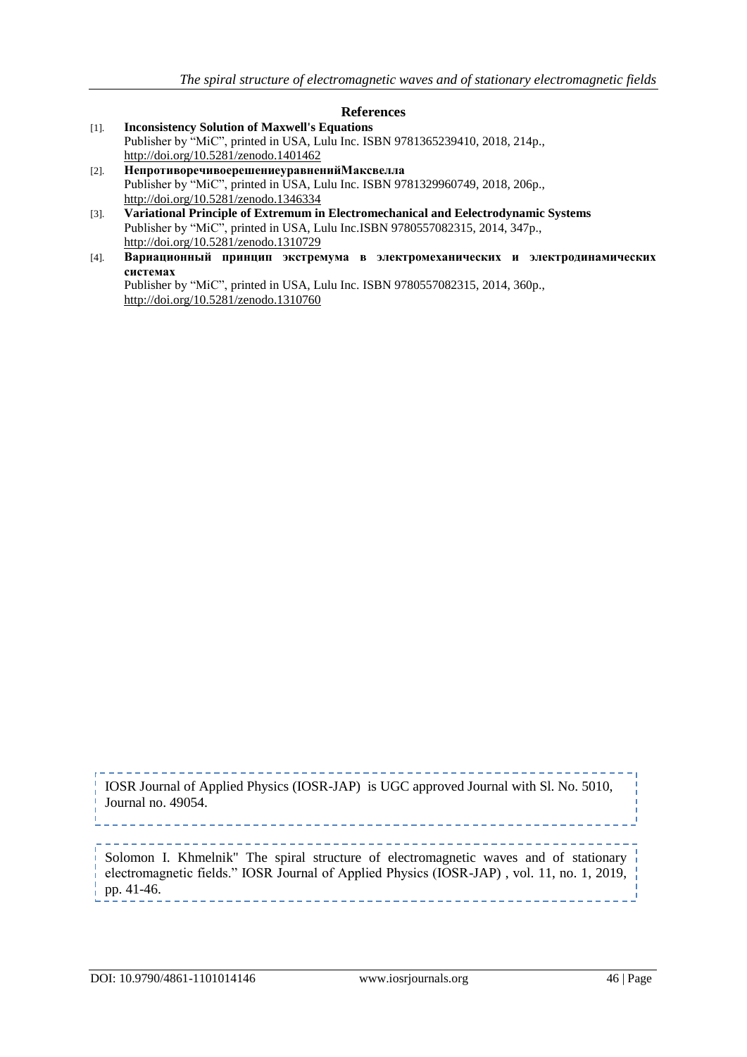## References

[1]. **Inconsistency Solution of Maxwell's Equations**
Publisher by "MiC", printed in USA, Lulu Inc. ISBN 9781365239410, 2018, 214p., http://doi.org/10.5281/zenodo.1401462

[2]. **НепротиворечивоерешениеуравненийМаксвелла**
Publisher by "MiC", printed in USA, Lulu Inc. ISBN 9781329960749, 2018, 206p., http://doi.org/10.5281/zenodo.1346334

[3]. **Variational Principle of Extremum in Electromechanical and Eelectrodynamic Systems**
Publisher by "MiC", printed in USA, Lulu Inc.ISBN 9780557082315, 2014, 347p., http://doi.org/10.5281/zenodo.1310729

[4]. **Вариационный принцип экстремума в электромеханических и электродинамических системах**
Publisher by "MiC", printed in USA, Lulu Inc. ISBN 9780557082315, 2014, 360p., http://doi.org/10.5281/zenodo.1310760

IOSR Journal of Applied Physics (IOSR-JAP) is UGC approved Journal with Sl. No. 5010, Journal no. 49054.

Solomon I. Khmelnik" The spiral structure of electromagnetic waves and of stationary electromagnetic fields." IOSR Journal of Applied Physics (IOSR-JAP) , vol. 11, no. 1, 2019, pp. 41-46.